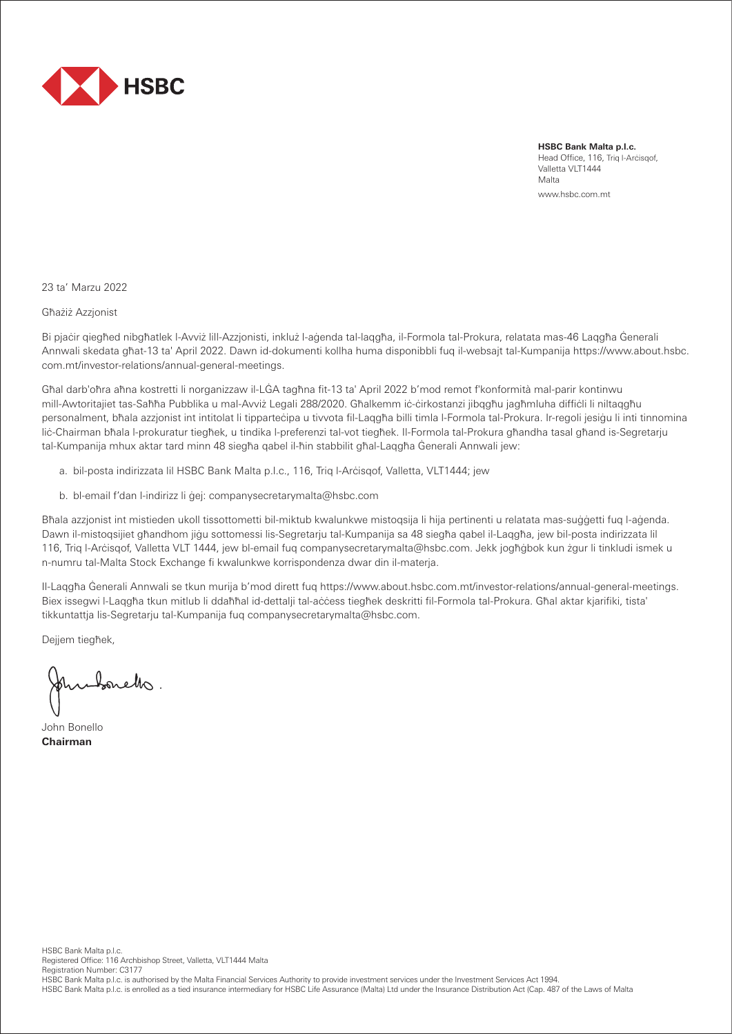**HSBC Bank Malta p.l.c.**
Head Office, 116, Triq l-Arċisqof,
Valletta VLT1444
Malta
www.hsbc.com.mt

23 ta' Marzu 2022

Għażiż Azzjonist

Bi pjaċir qiegħed nibgħatlek l-Avviż lill-Azzjonisti, inkluż l-aġenda tal-laqgħa, il-Formola tal-Prokura, relatata mas-46 Laqgħa Ġenerali Annwali skedata għat-13 ta' April 2022. Dawn id-dokumenti kollha huma disponibbli fuq il-websajt tal-Kumpanija https://www.about.hsbc.com.mt/investor-relations/annual-general-meetings.

Għal darb'oħra aħna kostretti li norganizzaw il-LĠA tagħna fit-13 ta' April 2022 b'mod remot f'konformità mal-parir kontinwu mill-Awtoritajiet tas-Saħħa Pubblika u mal-Avviż Legali 288/2020. Għalkemm iċ-ċirkostanzi jibqgħu jagħmluha diffiċli li niltaqgħu personalment, bħala azzjonist int intitolat li tipparteċipa u tivvota fil-Laqgħa billi timla l-Formola tal-Prokura. Ir-regoli jesiġu li inti tinnomina liċ-Chairman bħala l-prokuratur tiegħek, u tindika l-preferenzi tal-vot tiegħek. Il-Formola tal-Prokura għandha tasal għand is-Segretarju tal-Kumpanija mhux aktar tard minn 48 siegħa qabel il-ħin stabbilit għal-Laqgħa Ġenerali Annwali jew:

a. bil-posta indirizzata lil HSBC Bank Malta p.l.c., 116, Triq l-Arċisqof, Valletta, VLT1444; jew

b. bl-email f'dan l-indirizz li ġej: companysecretarymalta@hsbc.com

Bħala azzjonist int mistieden ukoll tissottometti bil-miktub kwalunkwe mistoqsija li hija pertinenti u relatata mas-suġġetti fuq l-aġenda. Dawn il-mistoqsijiet għandhom jiġu sottomessi lis-Segretarju tal-Kumpanija sa 48 siegħa qabel il-Laqgħa, jew bil-posta indirizzata lil 116, Triq l-Arċisqof, Valletta VLT 1444, jew bl-email fuq companysecretarymalta@hsbc.com. Jekk jogħġbok kun żgur li tinkludi ismek u n-numru tal-Malta Stock Exchange fi kwalunkwe korrispondenza dwar din il-materja.

Il-Laqgħa Ġenerali Annwali se tkun murija b'mod dirett fuq https://www.about.hsbc.com.mt/investor-relations/annual-general-meetings. Biex issegwi l-Laqgħa tkun mitlub li ddaħħal id-dettalji tal-aċċess tiegħek deskritti fil-Formola tal-Prokura. Għal aktar kjarifiki, tista' tikkuntattja lis-Segretarju tal-Kumpanija fuq companysecretarymalta@hsbc.com.

Dejjem tiegħek,

John Bonello
**Chairman**

HSBC Bank Malta p.l.c.
Registered Office: 116 Archbishop Street, Valletta, VLT1444 Malta
Registration Number: C3177
HSBC Bank Malta p.l.c. is authorised by the Malta Financial Services Authority to provide investment services under the Investment Services Act 1994.
HSBC Bank Malta p.l.c. is enrolled as a tied insurance intermediary for HSBC Life Assurance (Malta) Ltd under the Insurance Distribution Act (Cap. 487 of the Laws of Malta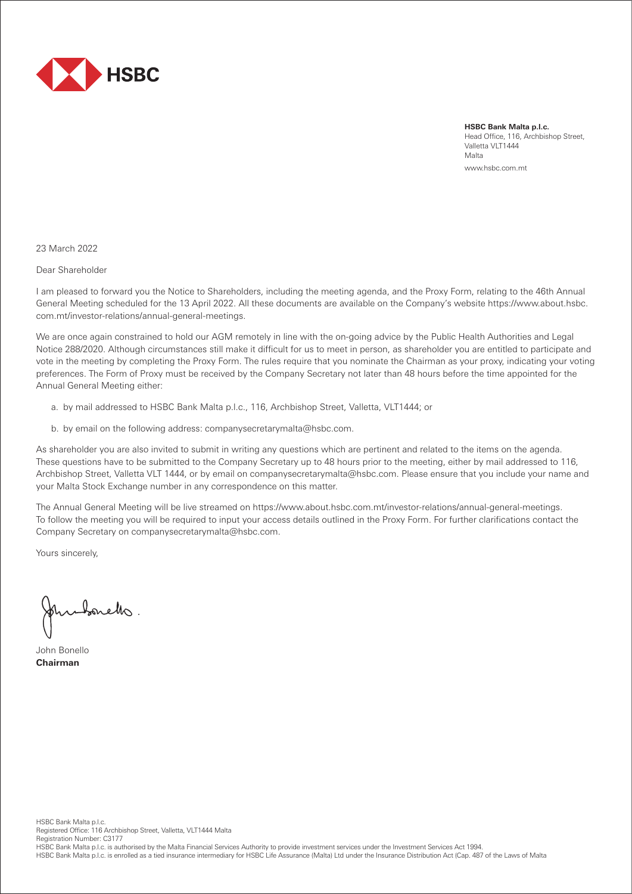**HSBC Bank Malta p.l.c.**
Head Office, 116, Archbishop Street,
Valletta VLT1444
Malta
www.hsbc.com.mt

23 March 2022

Dear Shareholder

I am pleased to forward you the Notice to Shareholders, including the meeting agenda, and the Proxy Form, relating to the 46th Annual General Meeting scheduled for the 13 April 2022. All these documents are available on the Company's website https://www.about.hsbc.com.mt/investor-relations/annual-general-meetings.

We are once again constrained to hold our AGM remotely in line with the on-going advice by the Public Health Authorities and Legal Notice 288/2020. Although circumstances still make it difficult for us to meet in person, as shareholder you are entitled to participate and vote in the meeting by completing the Proxy Form. The rules require that you nominate the Chairman as your proxy, indicating your voting preferences. The Form of Proxy must be received by the Company Secretary not later than 48 hours before the time appointed for the Annual General Meeting either:

a. by mail addressed to HSBC Bank Malta p.l.c., 116, Archbishop Street, Valletta, VLT1444; or

b. by email on the following address: companysecretarymalta@hsbc.com.

As shareholder you are also invited to submit in writing any questions which are pertinent and related to the items on the agenda. These questions have to be submitted to the Company Secretary up to 48 hours prior to the meeting, either by mail addressed to 116, Archbishop Street, Valletta VLT 1444, or by email on companysecretarymalta@hsbc.com. Please ensure that you include your name and your Malta Stock Exchange number in any correspondence on this matter.

The Annual General Meeting will be live streamed on https://www.about.hsbc.com.mt/investor-relations/annual-general-meetings. To follow the meeting you will be required to input your access details outlined in the Proxy Form. For further clarifications contact the Company Secretary on companysecretarymalta@hsbc.com.

Yours sincerely,

John Bonello
**Chairman**

HSBC Bank Malta p.l.c.
Registered Office: 116 Archbishop Street, Valletta, VLT1444 Malta
Registration Number: C3177
HSBC Bank Malta p.l.c. is authorised by the Malta Financial Services Authority to provide investment services under the Investment Services Act 1994.
HSBC Bank Malta p.l.c. is enrolled as a tied insurance intermediary for HSBC Life Assurance (Malta) Ltd under the Insurance Distribution Act (Cap. 487 of the Laws of Malta